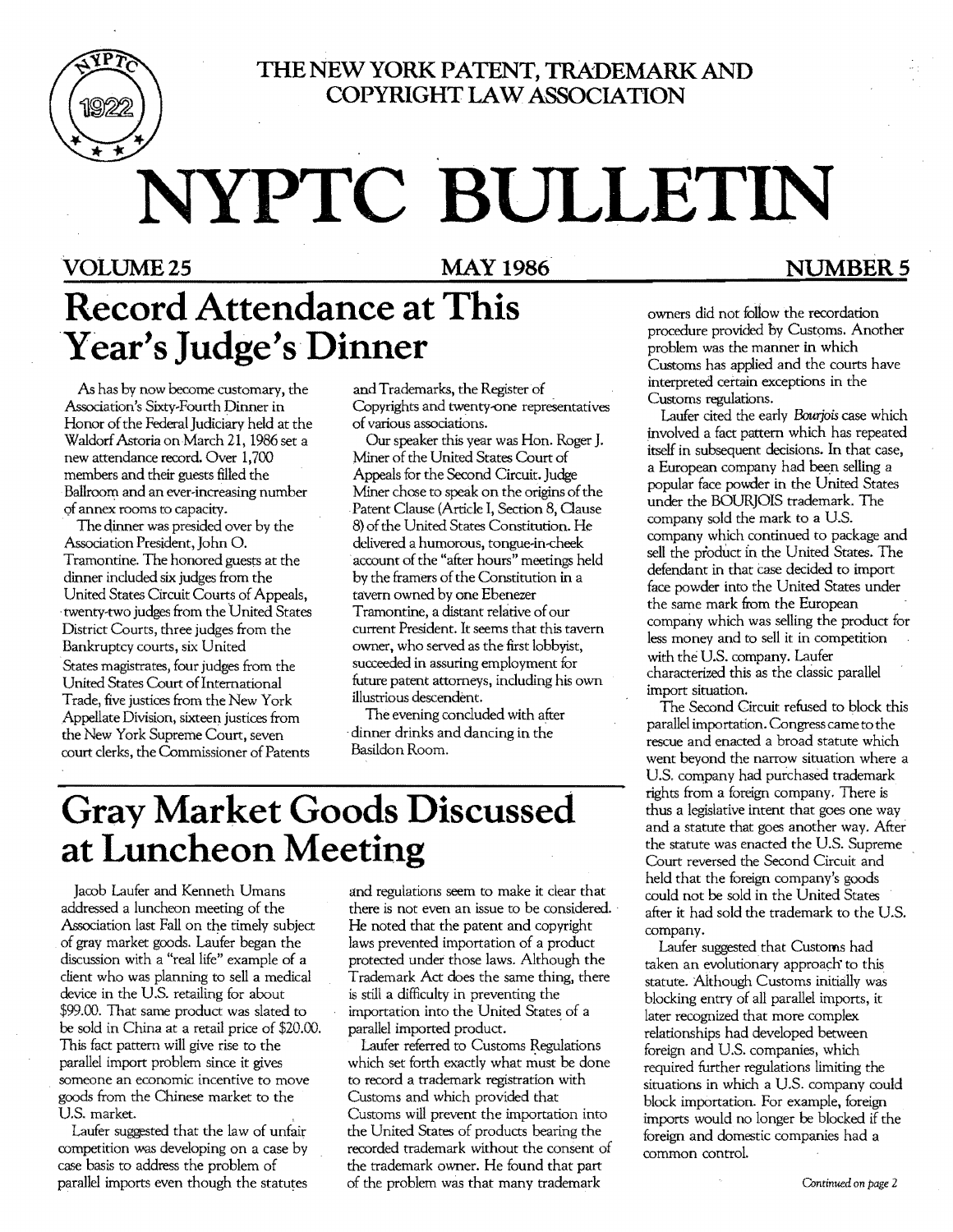THE NEW YORK PATENT, TRADEMARK AND COPYRIGHT LAW ASSOCIATION

# NYPTC BULLETIN

VOLUME 25 — MAY 1986 — NUMBER 5

## Record Attendance at This Year's Judge's Dinner

As has by now become customary, the Association's Sixty-Fourth Dinner in Honor of the Federal Judiciary held at the Waldorf Astoria on March 21, 1986 set a new attendance record. Over 1,700 members and their guests filled the Ballroom and an ever-increasing number of annex rooms to capacity.

The dinner was presided over by the Association President, John O. Tramontine. The honored guests at the dinner included six judges from the United States Circuit Courts of Appeals, twenty-two judges from the United States District Courts, three judges from the Bankruptcy courts, six United States magistrates, four judges from the United States Court of International Trade, five justices from the New York Appellate Division, sixteen justices from the New York Supreme Court, seven court clerks, the Commissioner of Patents and Trademarks, the Register of Copyrights and twenty-one representatives of various associations.

Our speaker this year was Hon. Roger J. Miner of the United States Court of Appeals for the Second Circuit. Judge Miner chose to speak on the origins of the Patent Clause (Article I, Section 8, Clause 8) of the United States Constitution. He delivered a humorous, tongue-in-cheek account of the "after hours" meetings held by the framers of the Constitution in a tavern owned by one Ebenezer Tramontine, a distant relative of our current President. It seems that this tavern owner, who served as the first lobbyist, succeeded in assuring employment for future patent attorneys, including his own illustrious descendent.

The evening concluded with after dinner drinks and dancing in the Basildon Room.

## Gray Market Goods Discussed at Luncheon Meeting

Jacob Laufer and Kenneth Umans addressed a luncheon meeting of the Association last Fall on the timely subject of gray market goods. Laufer began the discussion with a "real life" example of a client who was planning to sell a medical device in the U.S. retailing for about $99.00. That same product was slated to be sold in China at a retail price of $20.00. This fact pattern will give rise to the parallel import problem since it gives someone an economic incentive to move goods from the Chinese market to the U.S. market.

Laufer suggested that the law of unfair competition was developing on a case by case basis to address the problem of parallel imports even though the statutes and regulations seem to make it clear that there is not even an issue to be considered. He noted that the patent and copyright laws prevented importation of a product protected under those laws. Although the Trademark Act does the same thing, there is still a difficulty in preventing the importation into the United States of a parallel imported product.

Laufer referred to Customs Regulations which set forth exactly what must be done to record a trademark registration with Customs and which provided that Customs will prevent the importation into the United States of products bearing the recorded trademark without the consent of the trademark owner. He found that part of the problem was that many trademark owners did not follow the recordation procedure provided by Customs. Another problem was the manner in which Customs has applied and the courts have interpreted certain exceptions in the Customs regulations.

Laufer cited the early *Bourjois* case which involved a fact pattern which has repeated itself in subsequent decisions. In that case, a European company had been selling a popular face powder in the United States under the BOURJOIS trademark. The company sold the mark to a U.S. company which continued to package and sell the product in the United States. The defendant in that case decided to import face powder into the United States under the same mark from the European company which was selling the product for less money and to sell it in competition with the U.S. company. Laufer characterized this as the classic parallel import situation.

The Second Circuit refused to block this parallel importation. Congress came to the rescue and enacted a broad statute which went beyond the narrow situation where a U.S. company had purchased trademark rights from a foreign company. There is thus a legislative intent that goes one way and a statute that goes another way. After the statute was enacted the U.S. Supreme Court reversed the Second Circuit and held that the foreign company's goods could not be sold in the United States after it had sold the trademark to the U.S. company.

Laufer suggested that Customs had taken an evolutionary approach to this statute. Although Customs initially was blocking entry of all parallel imports, it later recognized that more complex relationships had developed between foreign and U.S. companies, which required further regulations limiting the situations in which a U.S. company could block importation. For example, foreign imports would no longer be blocked if the foreign and domestic companies had a common control.

*Continued on page 2*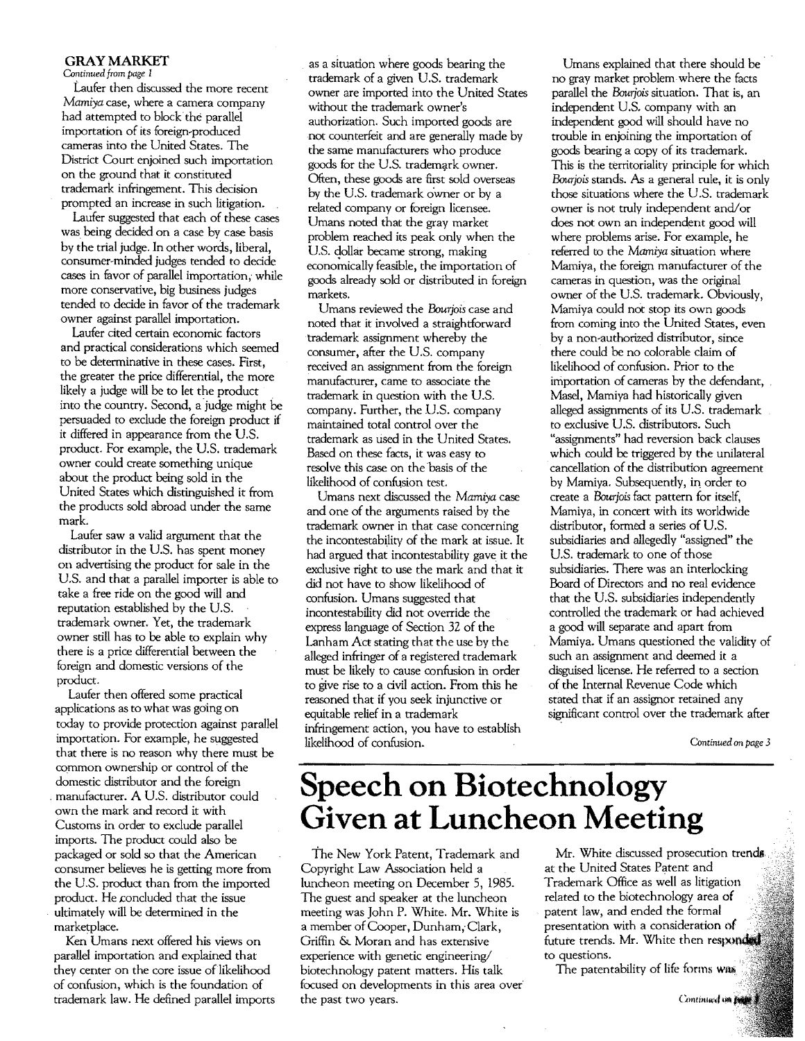## GRAY MARKET

*Continued from page 1*

Laufer then discussed the more recent *Mamiya* case, where a camera company had attempted to block the parallel importation of its foreign-produced cameras into the United States. The District Court enjoined such importation on the ground that it constituted trademark infringement. This decision prompted an increase in such litigation.

Laufer suggested that each of these cases was being decided on a case by case basis by the trial judge. In other words, liberal, consumer-minded judges tended to decide cases in favor of parallel importation, while more conservative, big business judges tended to decide in favor of the trademark owner against parallel importation.

Laufer cited certain economic factors and practical considerations which seemed to be determinative in these cases. First, the greater the price differential, the more likely a judge will be to let the product into the country. Second, a judge might be persuaded to exclude the foreign product if it differed in appearance from the U.S. product. For example, the U.S. trademark owner could create something unique about the product being sold in the United States which distinguished it from the products sold abroad under the same mark.

Laufer saw a valid argument that the distributor in the U.S. has spent money on advertising the product for sale in the U.S. and that a parallel importer is able to take a free ride on the good will and reputation established by the U.S. trademark owner. Yet, the trademark owner still has to be able to explain why there is a price differential between the foreign and domestic versions of the product.

Laufer then offered some practical applications as to what was going on today to provide protection against parallel importation. For example, he suggested that there is no reason why there must be common ownership or control of the domestic distributor and the foreign manufacturer. A U.S. distributor could own the mark and record it with Customs in order to exclude parallel imports. The product could also be packaged or sold so that the American consumer believes he is getting more from the U.S. product than from the imported product. He concluded that the issue ultimately will be determined in the marketplace.

Ken Umans next offered his views on parallel importation and explained that they center on the core issue of likelihood of confusion, which is the foundation of trademark law. He defined parallel imports as a situation where goods bearing the trademark of a given U.S. trademark owner are imported into the United States without the trademark owner's authorization. Such imported goods are not counterfeit and are generally made by the same manufacturers who produce goods for the U.S. trademark owner. Often, these goods are first sold overseas by the U.S. trademark owner or by a related company or foreign licensee. Umans noted that the gray market problem reached its peak only when the U.S. dollar became strong, making economically feasible, the importation of goods already sold or distributed in foreign markets.

Umans reviewed the *Bourjois* case and noted that it involved a straightforward trademark assignment whereby the consumer, after the U.S. company received an assignment from the foreign manufacturer, came to associate the trademark in question with the U.S. company. Further, the U.S. company maintained total control over the trademark as used in the United States. Based on these facts, it was easy to resolve this case on the basis of the likelihood of confusion test.

Umans next discussed the *Mamiya* case and one of the arguments raised by the trademark owner in that case concerning the incontestability of the mark at issue. It had argued that incontestability gave it the exclusive right to use the mark and that it did not have to show likelihood of confusion. Umans suggested that incontestability did not override the express language of Section 32 of the Lanham Act stating that the use by the alleged infringer of a registered trademark must be likely to cause confusion in order to give rise to a civil action. From this he reasoned that if you seek injunctive or equitable relief in a trademark infringement action, you have to establish likelihood of confusion.

Umans explained that there should be no gray market problem where the facts parallel the *Bourjois* situation. That is, an independent U.S. company with an independent good will should have no trouble in enjoining the importation of goods bearing a copy of its trademark. This is the territoriality principle for which *Bourjois* stands. As a general rule, it is only those situations where the U.S. trademark owner is not truly independent and/or does not own an independent good will where problems arise. For example, he referred to the *Mamiya* situation where Mamiya, the foreign manufacturer of the cameras in question, was the original owner of the U.S. trademark. Obviously, Mamiya could not stop its own goods from coming into the United States, even by a non-authorized distributor, since there could be no colorable claim of likelihood of confusion. Prior to the importation of cameras by the defendant, Masel, Mamiya had historically given alleged assignments of its U.S. trademark to exclusive U.S. distributors. Such "assignments" had reversion back clauses which could be triggered by the unilateral cancellation of the distribution agreement by Mamiya. Subsequently, in order to create a *Bourjois* fact pattern for itself, Mamiya, in concert with its worldwide distributor, formed a series of U.S. subsidiaries and allegedly "assigned" the U.S. trademark to one of those subsidiaries. There was an interlocking Board of Directors and no real evidence that the U.S. subsidiaries independently controlled the trademark or had achieved a good will separate and apart from Mamiya. Umans questioned the validity of such an assignment and deemed it a disguised license. He referred to a section of the Internal Revenue Code which stated that if an assignor retained any significant control over the trademark after

*Continued on page 3*

# Speech on Biotechnology Given at Luncheon Meeting

The New York Patent, Trademark and Copyright Law Association held a luncheon meeting on December 5, 1985. The guest and speaker at the luncheon meeting was John P. White. Mr. White is a member of Cooper, Dunham, Clark, Griffin & Moran and has extensive experience with genetic engineering/biotechnology patent matters. His talk focused on developments in this area over the past two years.

Mr. White discussed prosecution trends at the United States Patent and Trademark Office as well as litigation related to the biotechnology area of patent law, and ended the formal presentation with a consideration of future trends. Mr. White then responded to questions.

The patentability of life forms was

*Continued on page*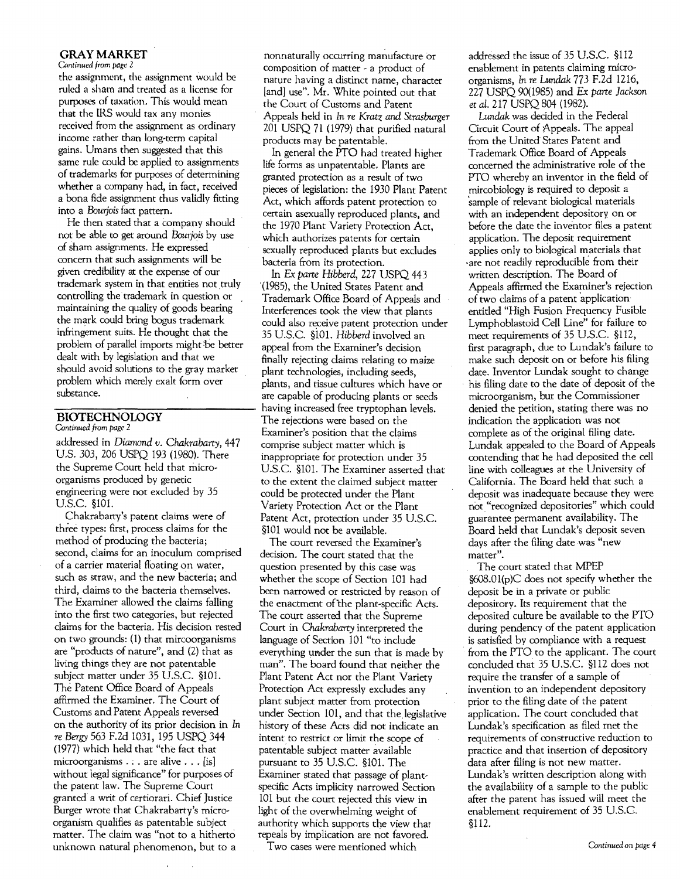## GRAY MARKET

*Continued from page 2*

the assignment, the assignment would be ruled a sham and treated as a license for purposes of taxation. This would mean that the IRS would tax any monies received from the assignment as ordinary income rather than long-term capital gains. Umans then suggested that this same rule could be applied to assignments of trademarks for purposes of determining whether a company had, in fact, received a bona fide assignment thus validly fitting into a *Bourjois* fact pattern.

He then stated that a company should not be able to get around *Bourjois* by use of sham assignments. He expressed concern that such assignments will be given credibility at the expense of our trademark system in that entities not truly controlling the trademark in question or maintaining the quality of goods bearing the mark could bring bogus trademark infringement suits. He thought that the problem of parallel imports might be better dealt with by legislation and that we should avoid solutions to the gray market problem which merely exalt form over substance.

## BIOTECHNOLOGY

*Continued from page 2*

addressed in *Diamond v. Chakrabarty*, 447 U.S. 303, 206 USPQ 193 (1980). There the Supreme Court held that micro-organisms produced by genetic engineering were not excluded by 35 U.S.C. §101.

Chakrabarty's patent claims were of three types: first, process claims for the method of producing the bacteria; second, claims for an inoculum comprised of a carrier material floating on water, such as straw, and the new bacteria; and third, claims to the bacteria themselves. The Examiner allowed the claims falling into the first two categories, but rejected claims for the bacteria. His decision rested on two grounds: (1) that mircoorganisms are "products of nature", and (2) that as living things they are not patentable subject matter under 35 U.S.C. §101. The Patent Office Board of Appeals affirmed the Examiner. The Court of Customs and Patent Appeals reversed on the authority of its prior decision in *In re Bergy* 563 F.2d 1031, 195 USPQ 344 (1977) which held that "the fact that microorganisms . . . are alive . . . [is] without legal significance" for purposes of the patent law. The Supreme Court granted a writ of certiorari. Chief Justice Burger wrote that Chakrabarty's micro-organism qualifies as patentable subject matter. The claim was "not to a hitherto unknown natural phenomenon, but to a nonnaturally occurring manufacture or composition of matter - a product of nature having a distinct name, character [and] use". Mr. White pointed out that the Court of Customs and Patent Appeals held in *In re Kratz and Strasburger* 201 USPQ 71 (1979) that purified natural products may be patentable.

In general the PTO had treated higher life forms as unpatentable. Plants are granted protection as a result of two pieces of legislation: the 1930 Plant Patent Act, which affords patent protection to certain asexually reproduced plants, and the 1970 Plant Variety Protection Act, which authorizes patents for certain sexually reproduced plants but excludes bacteria from its protection.

In *Ex parte Hibberd*, 227 USPQ 443 (1985), the United States Patent and Trademark Office Board of Appeals and Interferences took the view that plants could also receive patent protection under 35 U.S.C. §101. *Hibberd* involved an appeal from the Examiner's decision finally rejecting claims relating to maize plant technologies, including seeds, plants, and tissue cultures which have or are capable of producing plants or seeds having increased free tryptophan levels. The rejections were based on the Examiner's position that the claims comprise subject matter which is inappropriate for protection under 35 U.S.C. §101. The Examiner asserted that to the extent the claimed subject matter could be protected under the Plant Variety Protection Act or the Plant Patent Act, protection under 35 U.S.C. §101 would not be available.

The court reversed the Examiner's decision. The court stated that the question presented by this case was whether the scope of Section 101 had been narrowed or restricted by reason of the enactment of the plant-specific Acts. The court asserted that the Supreme Court in *Chakrabarty* interpreted the language of Section 101 "to include everything under the sun that is made by man". The board found that neither the Plant Patent Act nor the Plant Variety Protection Act expressly excludes any plant subject matter from protection under Section 101, and that the legislative history of these Acts did not indicate an intent to restrict or limit the scope of patentable subject matter available pursuant to 35 U.S.C. §101. The Examiner stated that passage of plant-specific Acts implicity narrowed Section 101 but the court rejected this view in light of the overwhelming weight of authority which supports the view that repeals by implication are not favored.

Two cases were mentioned which addressed the issue of 35 U.S.C. §112 enablement in patents claiming micro-organisms, *In re Lundak* 773 F.2d 1216, 227 USPQ 90(1985) and *Ex parte Jackson et al.* 217 USPQ 804 (1982).

*Lundak* was decided in the Federal Circuit Court of Appeals. The appeal from the United States Patent and Trademark Office Board of Appeals concerned the administrative role of the PTO whereby an inventor in the field of mircobiology is required to deposit a sample of relevant biological materials with an independent depository on or before the date the inventor files a patent application. The deposit requirement applies only to biological materials that are not readily reproducible from their written description. The Board of Appeals affirmed the Examiner's rejection of two claims of a patent application entitled "High Fusion Frequency Fusible Lymphoblastoid Cell Line" for failure to meet requirements of 35 U.S.C. §112, first paragraph, due to Lundak's failure to make such deposit on or before his filing date. Inventor Lundak sought to change his filing date to the date of deposit of the microorganism, but the Commissioner denied the petition, stating there was no indication the application was not complete as of the original filing date. Lundak appealed to the Board of Appeals contending that he had deposited the cell line with colleagues at the University of California. The Board held that such a deposit was inadequate because they were not "recognized depositories" which could guarantee permanent availability. The Board held that Lundak's deposit seven days after the filing date was "new matter".

The court stated that MPEP §608.01(p)C does not specify whether the deposit be in a private or public depository. Its requirement that the deposited culture be available to the PTO during pendency of the patent application is satisfied by compliance with a request from the PTO to the applicant. The court concluded that 35 U.S.C. §112 does not require the transfer of a sample of invention to an independent depository prior to the filing date of the patent application. The court concluded that Lundak's specification as filed met the requirements of constructive reduction to practice and that insertion of depository data after filing is not new matter. Lundak's written description along with the availability of a sample to the public after the patent has issued will meet the enablement requirement of 35 U.S.C. §112.

*Continued on page 4*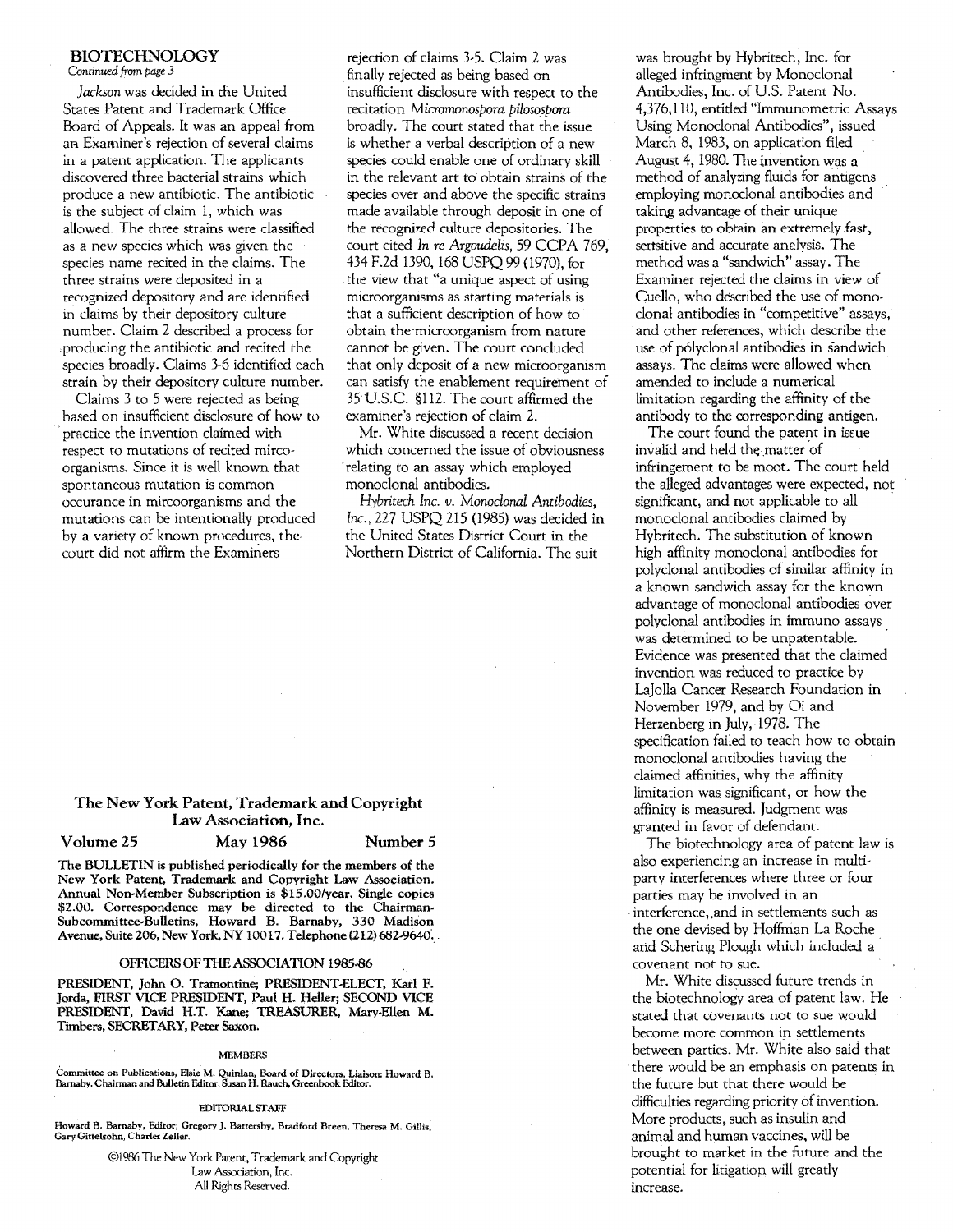## BIOTECHNOLOGY

*Continued from page 3*

*Jackson* was decided in the United States Patent and Trademark Office Board of Appeals. It was an appeal from an Examiner's rejection of several claims in a patent application. The applicants discovered three bacterial strains which produce a new antibiotic. The antibiotic is the subject of claim 1, which was allowed. The three strains were classified as a new species which was given the species name recited in the claims. The three strains were deposited in a recognized depository and are identified in claims by their depository culture number. Claim 2 described a process for producing the antibiotic and recited the species broadly. Claims 3-6 identified each strain by their depository culture number.

Claims 3 to 5 were rejected as being based on insufficient disclosure of how to practice the invention claimed with respect to mutations of recited mirco-organisms. Since it is well known that spontaneous mutation is common occurance in mircoorganisms and the mutations can be intentionally produced by a variety of known procedures, the court did not affirm the Examiners rejection of claims 3-5. Claim 2 was finally rejected as being based on insufficient disclosure with respect to the recitation *Micromonospora pilosospora* broadly. The court stated that the issue is whether a verbal description of a new species could enable one of ordinary skill in the relevant art to obtain strains of the species over and above the specific strains made available through deposit in one of the recognized culture depositories. The court cited *In re Argoudelis*, 59 CCPA 769, 434 F.2d 1390, 168 USPQ 99 (1970), for the view that "a unique aspect of using microorganisms as starting materials is that a sufficient description of how to obtain the microorganism from nature cannot be given. The court concluded that only deposit of a new microorganism can satisfy the enablement requirement of 35 U.S.C. §112. The court affirmed the examiner's rejection of claim 2.

Mr. White discussed a recent decision which concerned the issue of obviousness relating to an assay which employed monoclonal antibodies.

*Hybritech Inc. v. Monoclonal Antibodies, Inc.*, 227 USPQ 215 (1985) was decided in the United States District Court in the Northern District of California. The suit was brought by Hybritech, Inc. for alleged infringment by Monoclonal Antibodies, Inc. of U.S. Patent No. 4,376,110, entitled "Immunometric Assays Using Monoclonal Antibodies", issued March 8, 1983, on application filed August 4, 1980. The invention was a method of analyzing fluids for antigens employing monoclonal antibodies and taking advantage of their unique properties to obtain an extremely fast, sensitive and accurate analysis. The method was a "sandwich" assay. The Examiner rejected the claims in view of Cuello, who described the use of monoclonal antibodies in "competitive" assays, and other references, which describe the use of polyclonal antibodies in sandwich assays. The claims were allowed when amended to include a numerical limitation regarding the affinity of the antibody to the corresponding antigen.

The court found the patent in issue invalid and held the matter of infringement to be moot. The court held the alleged advantages were expected, not significant, and not applicable to all monoclonal antibodies claimed by Hybritech. The substitution of known high affinity monoclonal antibodies for polyclonal antibodies of similar affinity in a known sandwich assay for the known advantage of monoclonal antibodies over polyclonal antibodies in immuno assays was determined to be unpatentable. Evidence was presented that the claimed invention was reduced to practice by LaJolla Cancer Research Foundation in November 1979, and by Oi and Herzenberg in July, 1978. The specification failed to teach how to obtain monoclonal antibodies having the claimed affinities, why the affinity limitation was significant, or how the affinity is measured. Judgment was granted in favor of defendant.

The biotechnology area of patent law is also experiencing an increase in multiparty interferences where three or four parties may be involved in an interference, and in settlements such as the one devised by Hoffman La Roche and Schering Plough which included a covenant not to sue.

Mr. White discussed future trends in the biotechnology area of patent law. He stated that covenants not to sue would become more common in settlements between parties. Mr. White also said that there would be an emphasis on patents in the future but that there would be difficulties regarding priority of invention. More products, such as insulin and animal and human vaccines, will be brought to market in the future and the potential for litigation will greatly increase.

---

### The New York Patent, Trademark and Copyright Law Association, Inc.

**Volume 25 — May 1986 — Number 5**

**The BULLETIN is published periodically for the members of the New York Patent, Trademark and Copyright Law Association. Annual Non-Member Subscription is $15.00/year. Single copies $2.00. Correspondence may be directed to the Chairman-Subcommittee-Bulletins, Howard B. Barnaby, 330 Madison Avenue, Suite 206, New York, NY 10017. Telephone (212) 682-9640.**

#### OFFICERS OF THE ASSOCIATION 1985-86

**PRESIDENT, John O. Tramontine; PRESIDENT-ELECT, Karl F. Jorda, FIRST VICE PRESIDENT, Paul H. Heller; SECOND VICE PRESIDENT, David H.T. Kane; TREASURER, Mary-Ellen M. Timbers, SECRETARY, Peter Saxon.**

#### MEMBERS

**Committee on Publications, Elsie M. Quinlan, Board of Directors, Liaison; Howard B. Barnaby, Chairman and Bulletin Editor; Susan H. Rauch, Greenbook Editor.**

#### EDITORIAL STAFF

**Howard B. Barnaby, Editor; Gregory J. Battersby, Bradford Breen, Theresa M. Gillis, Gary Gittelsohn, Charles Zeller.**

©1986 The New York Patent, Trademark and Copyright Law Association, Inc.
All Rights Reserved.